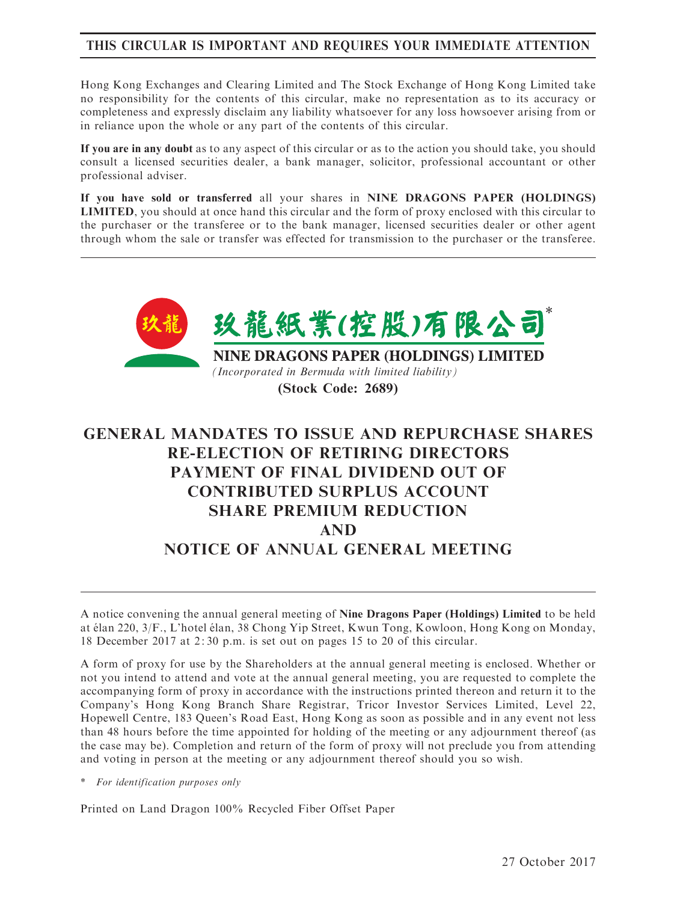# THIS CIRCULAR IS IMPORTANT AND REQUIRES YOUR IMMEDIATE ATTENTION

Hong Kong Exchanges and Clearing Limited and The Stock Exchange of Hong Kong Limited take no responsibility for the contents of this circular, make no representation as to its accuracy or completeness and expressly disclaim any liability whatsoever for any loss howsoever arising from or in reliance upon the whole or any part of the contents of this circular.

**If you are in any doubt** as to any aspect of this circular or as to the action you should take, you should consult a licensed securities dealer, a bank manager, solicitor, professional accountant or other professional adviser.

**If you have sold or transferred** all your shares in **NINE DRAGONS PAPER (HOLDINGS) LIMITED**, you should at once hand this circular and the form of proxy enclosed with this circular to the purchaser or the transferee or to the bank manager, licensed securities dealer or other agent through whom the sale or transfer was effected for transmission to the purchaser or the transferee.

玖龍紙業(控股)有限公司*

**NINE DRAGONS PAPER (HOLDINGS) LIMITED**

*(Incorporated in Bermuda with limited liability)*

**(Stock Code: 2689)**

# GENERAL MANDATES TO ISSUE AND REPURCHASE SHARES
# RE-ELECTION OF RETIRING DIRECTORS
# PAYMENT OF FINAL DIVIDEND OUT OF CONTRIBUTED SURPLUS ACCOUNT
# SHARE PREMIUM REDUCTION
# AND
# NOTICE OF ANNUAL GENERAL MEETING

A notice convening the annual general meeting of **Nine Dragons Paper (Holdings) Limited** to be held at élan 220, 3/F., L'hotel élan, 38 Chong Yip Street, Kwun Tong, Kowloon, Hong Kong on Monday, 18 December 2017 at 2:30 p.m. is set out on pages 15 to 20 of this circular.

A form of proxy for use by the Shareholders at the annual general meeting is enclosed. Whether or not you intend to attend and vote at the annual general meeting, you are requested to complete the accompanying form of proxy in accordance with the instructions printed thereon and return it to the Company's Hong Kong Branch Share Registrar, Tricor Investor Services Limited, Level 22, Hopewell Centre, 183 Queen's Road East, Hong Kong as soon as possible and in any event not less than 48 hours before the time appointed for holding of the meeting or any adjournment thereof (as the case may be). Completion and return of the form of proxy will not preclude you from attending and voting in person at the meeting or any adjournment thereof should you so wish.

\* *For identification purposes only*

Printed on Land Dragon 100% Recycled Fiber Offset Paper

27 October 2017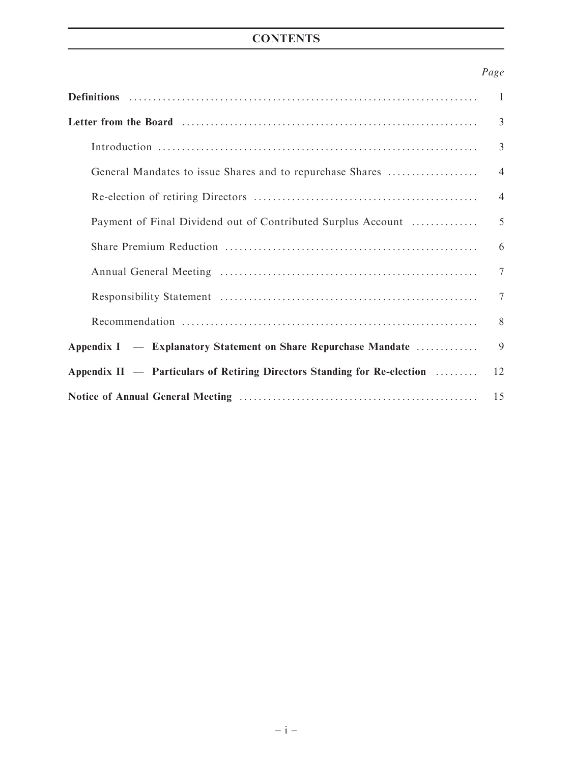# CONTENTS

| | *Page* |
|---|---|
| **Definitions** | 1 |
| **Letter from the Board** | 3 |
| Introduction | 3 |
| General Mandates to issue Shares and to repurchase Shares | 4 |
| Re-election of retiring Directors | 4 |
| Payment of Final Dividend out of Contributed Surplus Account | 5 |
| Share Premium Reduction | 6 |
| Annual General Meeting | 7 |
| Responsibility Statement | 7 |
| Recommendation | 8 |
| **Appendix I — Explanatory Statement on Share Repurchase Mandate** | 9 |
| **Appendix II — Particulars of Retiring Directors Standing for Re-election** | 12 |
| **Notice of Annual General Meeting** | 15 |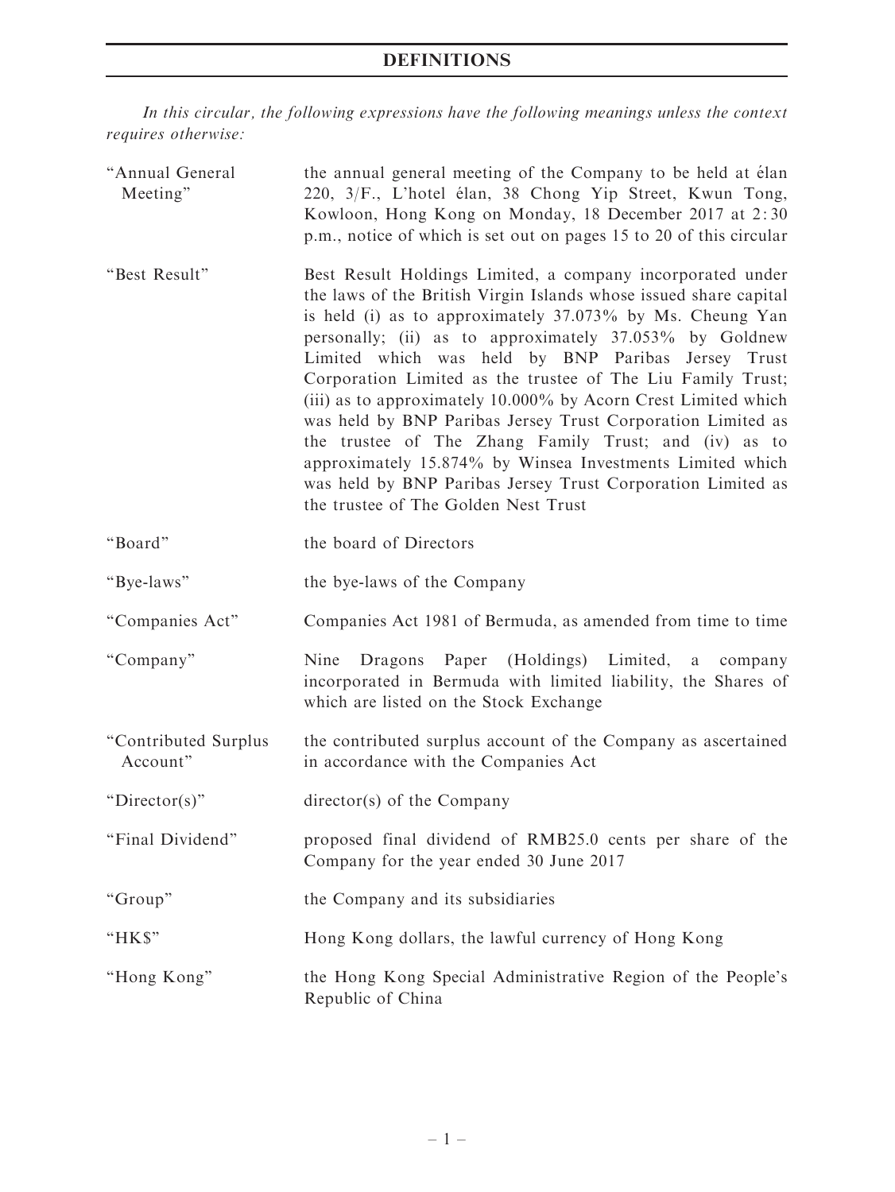# DEFINITIONS

*In this circular, the following expressions have the following meanings unless the context requires otherwise:*

| | |
|---|---|
| "Annual General Meeting" | the annual general meeting of the Company to be held at élan 220, 3/F., L'hotel élan, 38 Chong Yip Street, Kwun Tong, Kowloon, Hong Kong on Monday, 18 December 2017 at 2:30 p.m., notice of which is set out on pages 15 to 20 of this circular |
| "Best Result" | Best Result Holdings Limited, a company incorporated under the laws of the British Virgin Islands whose issued share capital is held (i) as to approximately 37.073% by Ms. Cheung Yan personally; (ii) as to approximately 37.053% by Goldnew Limited which was held by BNP Paribas Jersey Trust Corporation Limited as the trustee of The Liu Family Trust; (iii) as to approximately 10.000% by Acorn Crest Limited which was held by BNP Paribas Jersey Trust Corporation Limited as the trustee of The Zhang Family Trust; and (iv) as to approximately 15.874% by Winsea Investments Limited which was held by BNP Paribas Jersey Trust Corporation Limited as the trustee of The Golden Nest Trust |
| "Board" | the board of Directors |
| "Bye-laws" | the bye-laws of the Company |
| "Companies Act" | Companies Act 1981 of Bermuda, as amended from time to time |
| "Company" | Nine Dragons Paper (Holdings) Limited, a company incorporated in Bermuda with limited liability, the Shares of which are listed on the Stock Exchange |
| "Contributed Surplus Account" | the contributed surplus account of the Company as ascertained in accordance with the Companies Act |
| "Director(s)" | director(s) of the Company |
| "Final Dividend" | proposed final dividend of RMB25.0 cents per share of the Company for the year ended 30 June 2017 |
| "Group" | the Company and its subsidiaries |
| "HK$" | Hong Kong dollars, the lawful currency of Hong Kong |
| "Hong Kong" | the Hong Kong Special Administrative Region of the People's Republic of China |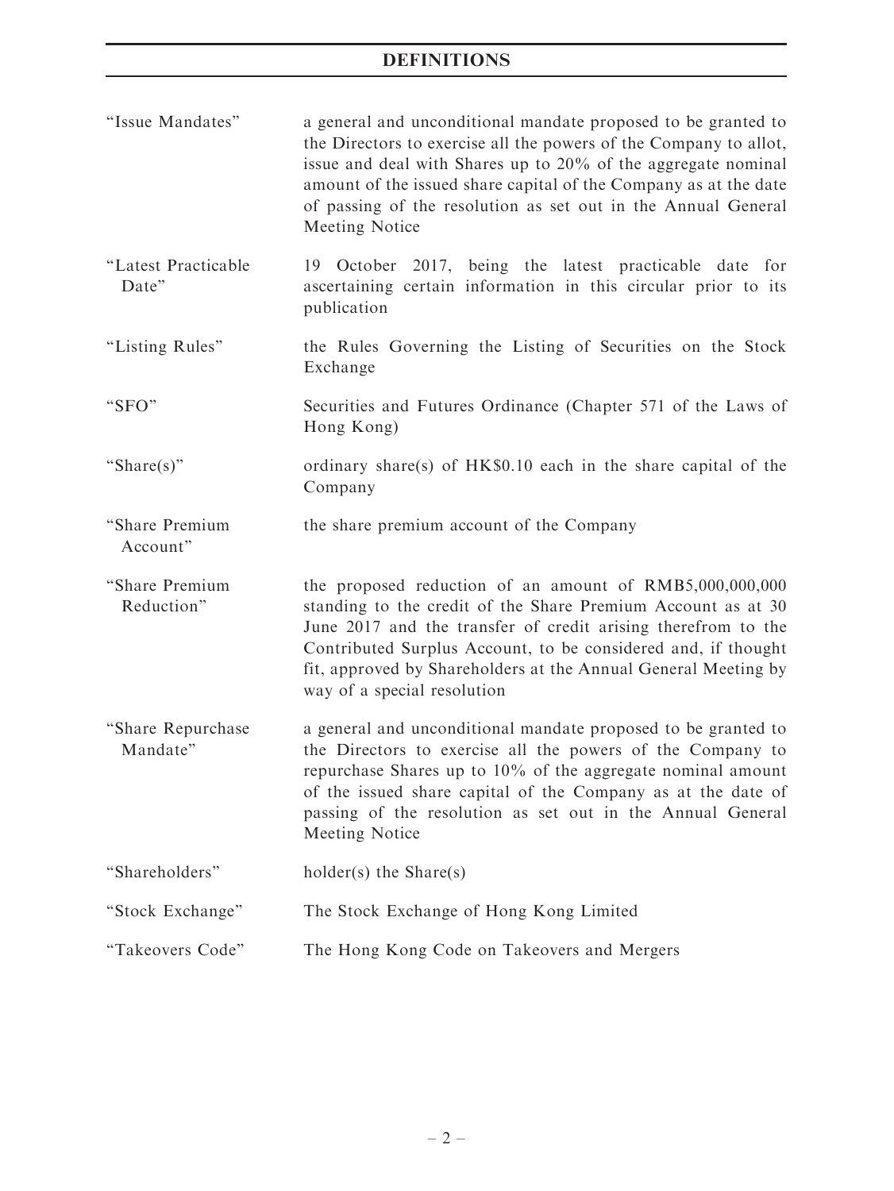# DEFINITIONS

| | |
|---|---|
| "Issue Mandates" | a general and unconditional mandate proposed to be granted to the Directors to exercise all the powers of the Company to allot, issue and deal with Shares up to 20% of the aggregate nominal amount of the issued share capital of the Company as at the date of passing of the resolution as set out in the Annual General Meeting Notice |
| "Latest Practicable Date" | 19 October 2017, being the latest practicable date for ascertaining certain information in this circular prior to its publication |
| "Listing Rules" | the Rules Governing the Listing of Securities on the Stock Exchange |
| "SFO" | Securities and Futures Ordinance (Chapter 571 of the Laws of Hong Kong) |
| "Share(s)" | ordinary share(s) of HK$0.10 each in the share capital of the Company |
| "Share Premium Account" | the share premium account of the Company |
| "Share Premium Reduction" | the proposed reduction of an amount of RMB5,000,000,000 standing to the credit of the Share Premium Account as at 30 June 2017 and the transfer of credit arising therefrom to the Contributed Surplus Account, to be considered and, if thought fit, approved by Shareholders at the Annual General Meeting by way of a special resolution |
| "Share Repurchase Mandate" | a general and unconditional mandate proposed to be granted to the Directors to exercise all the powers of the Company to repurchase Shares up to 10% of the aggregate nominal amount of the issued share capital of the Company as at the date of passing of the resolution as set out in the Annual General Meeting Notice |
| "Shareholders" | holder(s) the Share(s) |
| "Stock Exchange" | The Stock Exchange of Hong Kong Limited |
| "Takeovers Code" | The Hong Kong Code on Takeovers and Mergers |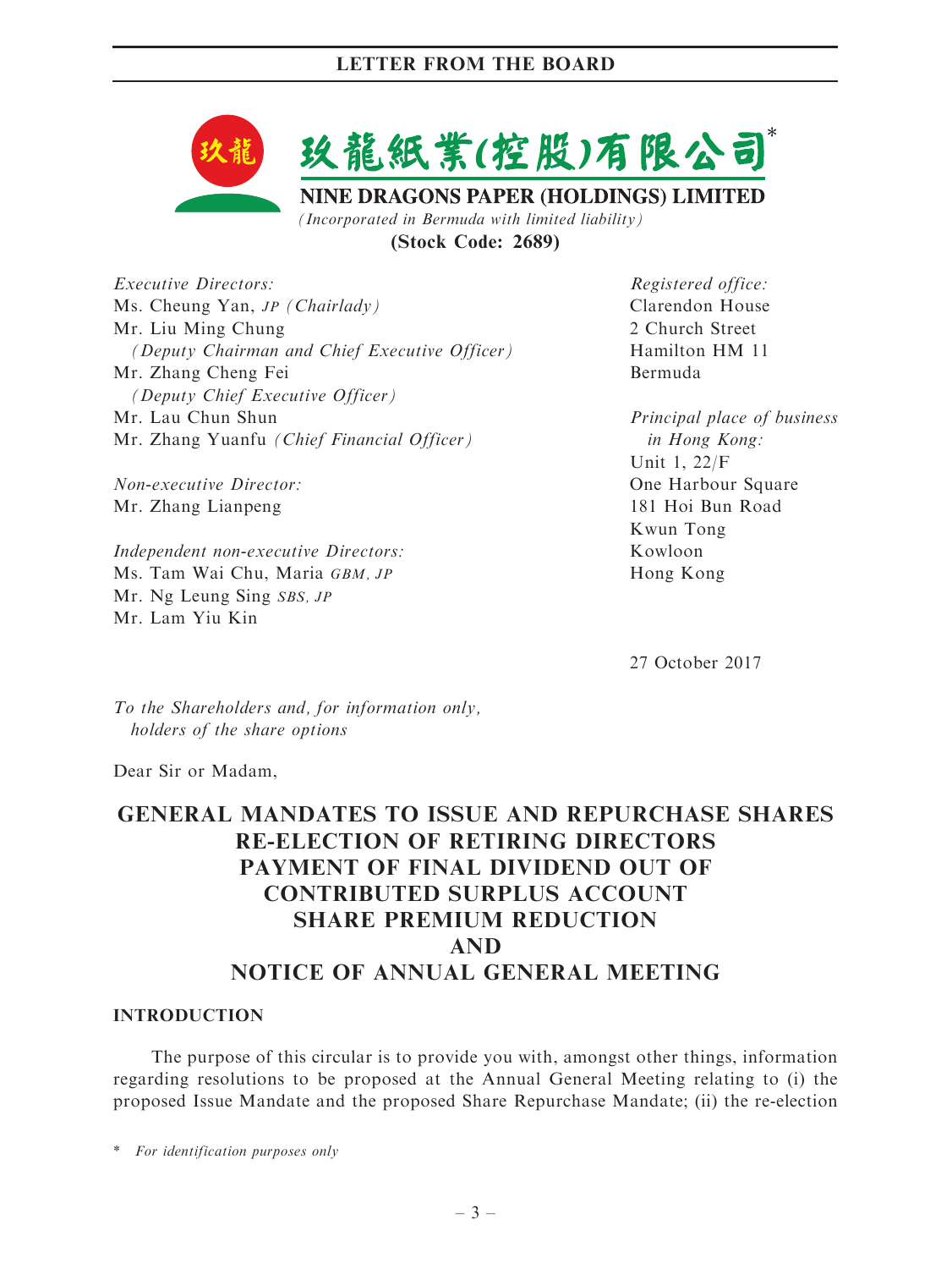玖龍紙業(控股)有限公司*

**NINE DRAGONS PAPER (HOLDINGS) LIMITED**

*(Incorporated in Bermuda with limited liability)*

**(Stock Code: 2689)**

*Executive Directors:*
Ms. Cheung Yan, *JP (Chairlady)*
Mr. Liu Ming Chung
*(Deputy Chairman and Chief Executive Officer)*
Mr. Zhang Cheng Fei
*(Deputy Chief Executive Officer)*
Mr. Lau Chun Shun
Mr. Zhang Yuanfu *(Chief Financial Officer)*

*Non-executive Director:*
Mr. Zhang Lianpeng

*Independent non-executive Directors:*
Ms. Tam Wai Chu, Maria *GBM, JP*
Mr. Ng Leung Sing *SBS, JP*
Mr. Lam Yiu Kin

*Registered office:*
Clarendon House
2 Church Street
Hamilton HM 11
Bermuda

*Principal place of business in Hong Kong:*
Unit 1, 22/F
One Harbour Square
181 Hoi Bun Road
Kwun Tong
Kowloon
Hong Kong

27 October 2017

*To the Shareholders and, for information only, holders of the share options*

Dear Sir or Madam,

# GENERAL MANDATES TO ISSUE AND REPURCHASE SHARES RE-ELECTION OF RETIRING DIRECTORS PAYMENT OF FINAL DIVIDEND OUT OF CONTRIBUTED SURPLUS ACCOUNT SHARE PREMIUM REDUCTION AND NOTICE OF ANNUAL GENERAL MEETING

## INTRODUCTION

The purpose of this circular is to provide you with, amongst other things, information regarding resolutions to be proposed at the Annual General Meeting relating to (i) the proposed Issue Mandate and the proposed Share Repurchase Mandate; (ii) the re-election

\* *For identification purposes only*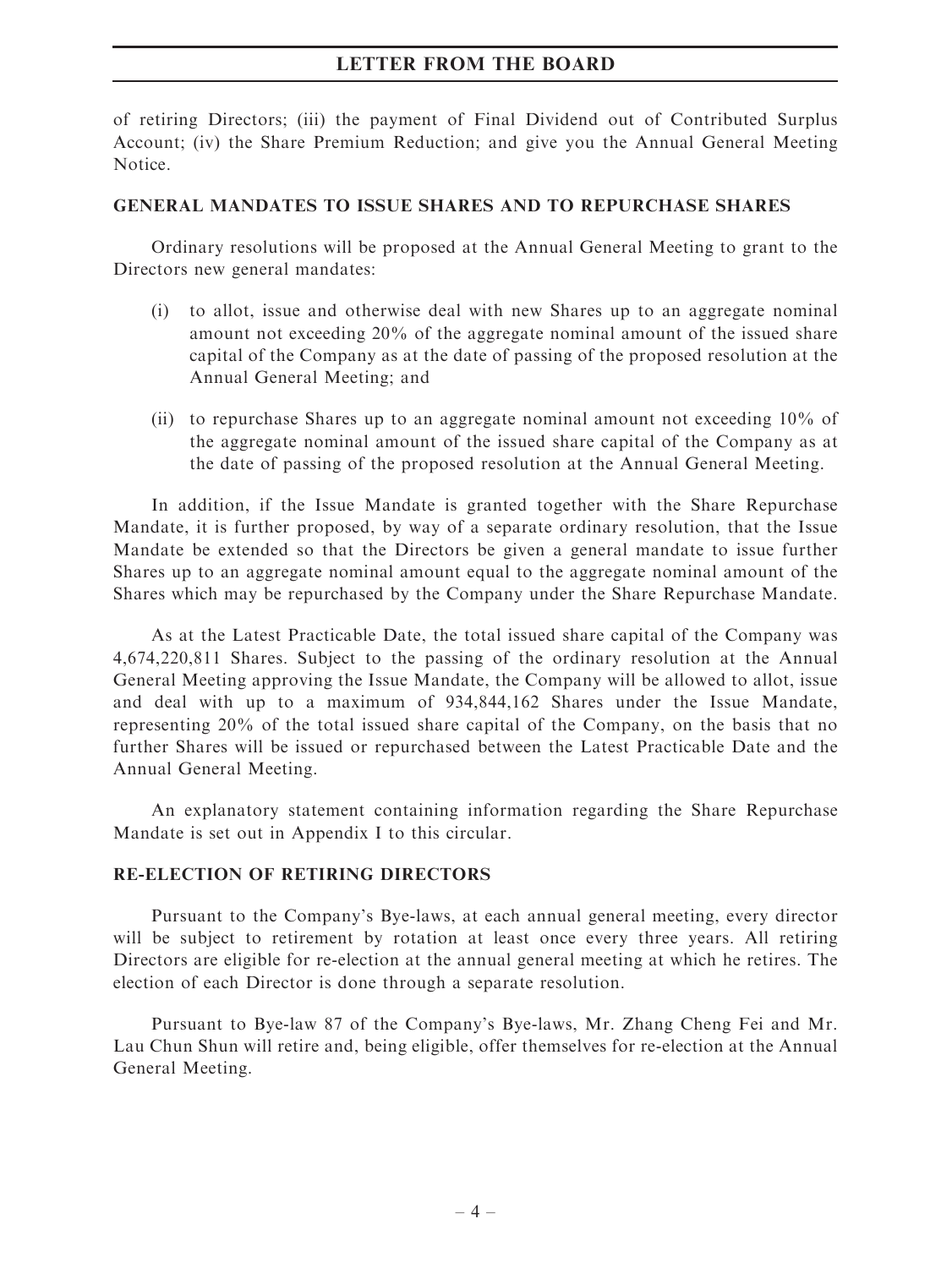of retiring Directors; (iii) the payment of Final Dividend out of Contributed Surplus Account; (iv) the Share Premium Reduction; and give you the Annual General Meeting Notice.

## GENERAL MANDATES TO ISSUE SHARES AND TO REPURCHASE SHARES

Ordinary resolutions will be proposed at the Annual General Meeting to grant to the Directors new general mandates:

(i) to allot, issue and otherwise deal with new Shares up to an aggregate nominal amount not exceeding 20% of the aggregate nominal amount of the issued share capital of the Company as at the date of passing of the proposed resolution at the Annual General Meeting; and

(ii) to repurchase Shares up to an aggregate nominal amount not exceeding 10% of the aggregate nominal amount of the issued share capital of the Company as at the date of passing of the proposed resolution at the Annual General Meeting.

In addition, if the Issue Mandate is granted together with the Share Repurchase Mandate, it is further proposed, by way of a separate ordinary resolution, that the Issue Mandate be extended so that the Directors be given a general mandate to issue further Shares up to an aggregate nominal amount equal to the aggregate nominal amount of the Shares which may be repurchased by the Company under the Share Repurchase Mandate.

As at the Latest Practicable Date, the total issued share capital of the Company was 4,674,220,811 Shares. Subject to the passing of the ordinary resolution at the Annual General Meeting approving the Issue Mandate, the Company will be allowed to allot, issue and deal with up to a maximum of 934,844,162 Shares under the Issue Mandate, representing 20% of the total issued share capital of the Company, on the basis that no further Shares will be issued or repurchased between the Latest Practicable Date and the Annual General Meeting.

An explanatory statement containing information regarding the Share Repurchase Mandate is set out in Appendix I to this circular.

## RE-ELECTION OF RETIRING DIRECTORS

Pursuant to the Company's Bye-laws, at each annual general meeting, every director will be subject to retirement by rotation at least once every three years. All retiring Directors are eligible for re-election at the annual general meeting at which he retires. The election of each Director is done through a separate resolution.

Pursuant to Bye-law 87 of the Company's Bye-laws, Mr. Zhang Cheng Fei and Mr. Lau Chun Shun will retire and, being eligible, offer themselves for re-election at the Annual General Meeting.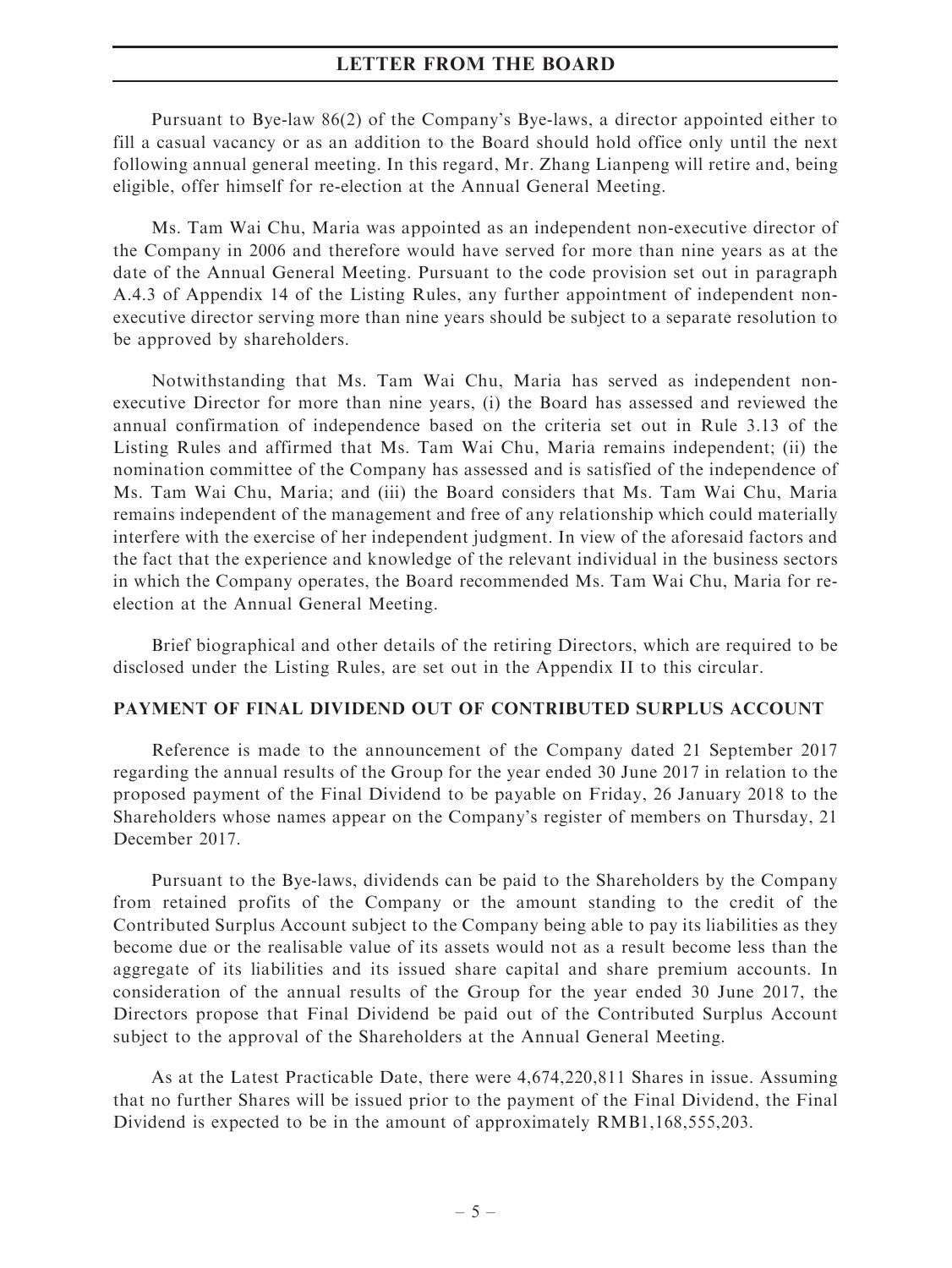Pursuant to Bye-law 86(2) of the Company's Bye-laws, a director appointed either to fill a casual vacancy or as an addition to the Board should hold office only until the next following annual general meeting. In this regard, Mr. Zhang Lianpeng will retire and, being eligible, offer himself for re-election at the Annual General Meeting.

Ms. Tam Wai Chu, Maria was appointed as an independent non-executive director of the Company in 2006 and therefore would have served for more than nine years as at the date of the Annual General Meeting. Pursuant to the code provision set out in paragraph A.4.3 of Appendix 14 of the Listing Rules, any further appointment of independent non-executive director serving more than nine years should be subject to a separate resolution to be approved by shareholders.

Notwithstanding that Ms. Tam Wai Chu, Maria has served as independent non-executive Director for more than nine years, (i) the Board has assessed and reviewed the annual confirmation of independence based on the criteria set out in Rule 3.13 of the Listing Rules and affirmed that Ms. Tam Wai Chu, Maria remains independent; (ii) the nomination committee of the Company has assessed and is satisfied of the independence of Ms. Tam Wai Chu, Maria; and (iii) the Board considers that Ms. Tam Wai Chu, Maria remains independent of the management and free of any relationship which could materially interfere with the exercise of her independent judgment. In view of the aforesaid factors and the fact that the experience and knowledge of the relevant individual in the business sectors in which the Company operates, the Board recommended Ms. Tam Wai Chu, Maria for re-election at the Annual General Meeting.

Brief biographical and other details of the retiring Directors, which are required to be disclosed under the Listing Rules, are set out in the Appendix II to this circular.

## PAYMENT OF FINAL DIVIDEND OUT OF CONTRIBUTED SURPLUS ACCOUNT

Reference is made to the announcement of the Company dated 21 September 2017 regarding the annual results of the Group for the year ended 30 June 2017 in relation to the proposed payment of the Final Dividend to be payable on Friday, 26 January 2018 to the Shareholders whose names appear on the Company's register of members on Thursday, 21 December 2017.

Pursuant to the Bye-laws, dividends can be paid to the Shareholders by the Company from retained profits of the Company or the amount standing to the credit of the Contributed Surplus Account subject to the Company being able to pay its liabilities as they become due or the realisable value of its assets would not as a result become less than the aggregate of its liabilities and its issued share capital and share premium accounts. In consideration of the annual results of the Group for the year ended 30 June 2017, the Directors propose that Final Dividend be paid out of the Contributed Surplus Account subject to the approval of the Shareholders at the Annual General Meeting.

As at the Latest Practicable Date, there were 4,674,220,811 Shares in issue. Assuming that no further Shares will be issued prior to the payment of the Final Dividend, the Final Dividend is expected to be in the amount of approximately RMB1,168,555,203.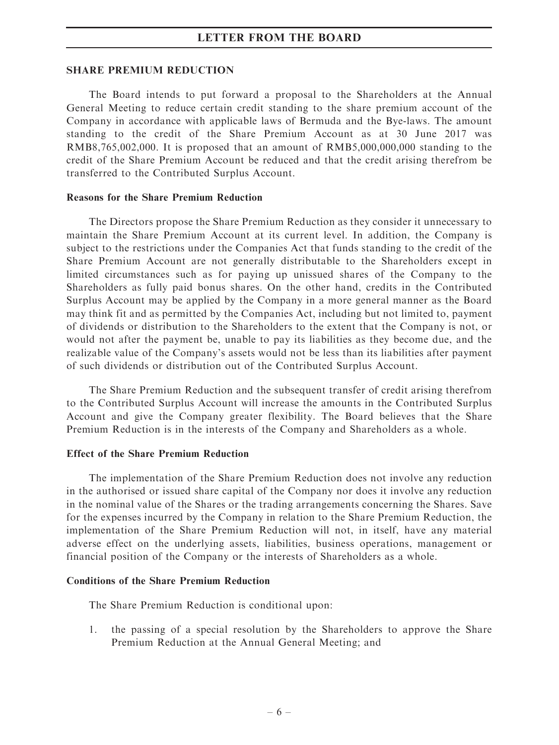## SHARE PREMIUM REDUCTION

The Board intends to put forward a proposal to the Shareholders at the Annual General Meeting to reduce certain credit standing to the share premium account of the Company in accordance with applicable laws of Bermuda and the Bye-laws. The amount standing to the credit of the Share Premium Account as at 30 June 2017 was RMB8,765,002,000. It is proposed that an amount of RMB5,000,000,000 standing to the credit of the Share Premium Account be reduced and that the credit arising therefrom be transferred to the Contributed Surplus Account.

### Reasons for the Share Premium Reduction

The Directors propose the Share Premium Reduction as they consider it unnecessary to maintain the Share Premium Account at its current level. In addition, the Company is subject to the restrictions under the Companies Act that funds standing to the credit of the Share Premium Account are not generally distributable to the Shareholders except in limited circumstances such as for paying up unissued shares of the Company to the Shareholders as fully paid bonus shares. On the other hand, credits in the Contributed Surplus Account may be applied by the Company in a more general manner as the Board may think fit and as permitted by the Companies Act, including but not limited to, payment of dividends or distribution to the Shareholders to the extent that the Company is not, or would not after the payment be, unable to pay its liabilities as they become due, and the realizable value of the Company's assets would not be less than its liabilities after payment of such dividends or distribution out of the Contributed Surplus Account.

The Share Premium Reduction and the subsequent transfer of credit arising therefrom to the Contributed Surplus Account will increase the amounts in the Contributed Surplus Account and give the Company greater flexibility. The Board believes that the Share Premium Reduction is in the interests of the Company and Shareholders as a whole.

### Effect of the Share Premium Reduction

The implementation of the Share Premium Reduction does not involve any reduction in the authorised or issued share capital of the Company nor does it involve any reduction in the nominal value of the Shares or the trading arrangements concerning the Shares. Save for the expenses incurred by the Company in relation to the Share Premium Reduction, the implementation of the Share Premium Reduction will not, in itself, have any material adverse effect on the underlying assets, liabilities, business operations, management or financial position of the Company or the interests of Shareholders as a whole.

### Conditions of the Share Premium Reduction

The Share Premium Reduction is conditional upon:

1. the passing of a special resolution by the Shareholders to approve the Share Premium Reduction at the Annual General Meeting; and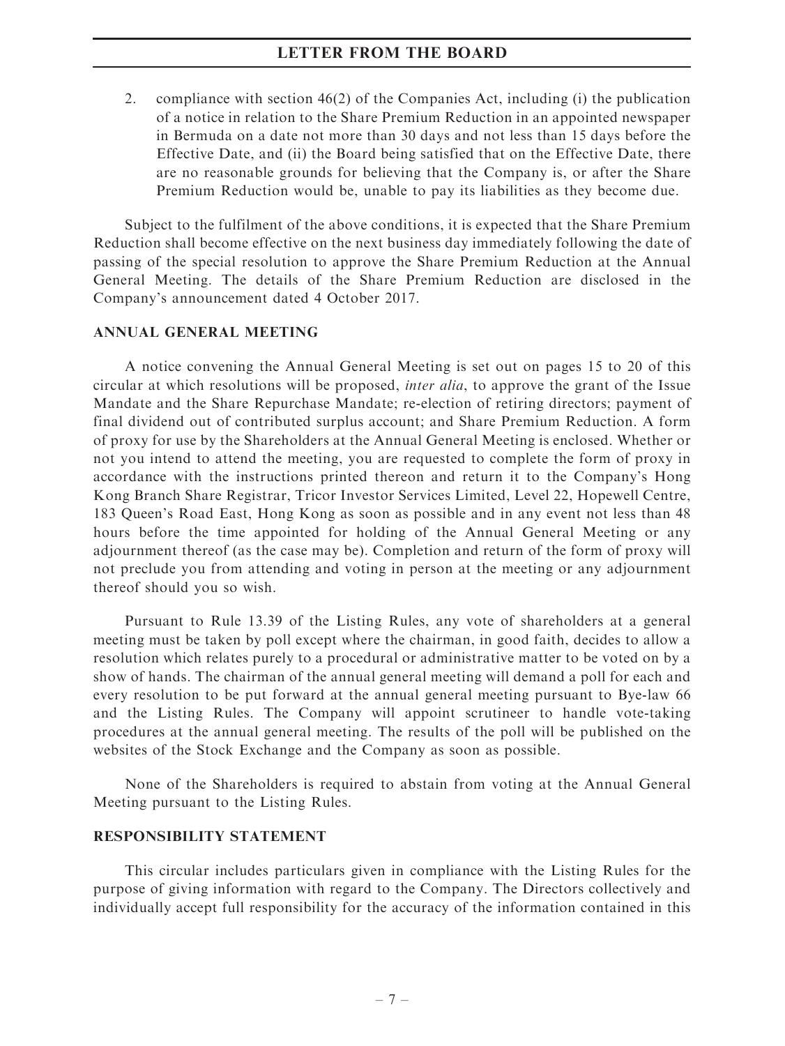2. compliance with section 46(2) of the Companies Act, including (i) the publication of a notice in relation to the Share Premium Reduction in an appointed newspaper in Bermuda on a date not more than 30 days and not less than 15 days before the Effective Date, and (ii) the Board being satisfied that on the Effective Date, there are no reasonable grounds for believing that the Company is, or after the Share Premium Reduction would be, unable to pay its liabilities as they become due.

Subject to the fulfilment of the above conditions, it is expected that the Share Premium Reduction shall become effective on the next business day immediately following the date of passing of the special resolution to approve the Share Premium Reduction at the Annual General Meeting. The details of the Share Premium Reduction are disclosed in the Company's announcement dated 4 October 2017.

## ANNUAL GENERAL MEETING

A notice convening the Annual General Meeting is set out on pages 15 to 20 of this circular at which resolutions will be proposed, *inter alia*, to approve the grant of the Issue Mandate and the Share Repurchase Mandate; re-election of retiring directors; payment of final dividend out of contributed surplus account; and Share Premium Reduction. A form of proxy for use by the Shareholders at the Annual General Meeting is enclosed. Whether or not you intend to attend the meeting, you are requested to complete the form of proxy in accordance with the instructions printed thereon and return it to the Company's Hong Kong Branch Share Registrar, Tricor Investor Services Limited, Level 22, Hopewell Centre, 183 Queen's Road East, Hong Kong as soon as possible and in any event not less than 48 hours before the time appointed for holding of the Annual General Meeting or any adjournment thereof (as the case may be). Completion and return of the form of proxy will not preclude you from attending and voting in person at the meeting or any adjournment thereof should you so wish.

Pursuant to Rule 13.39 of the Listing Rules, any vote of shareholders at a general meeting must be taken by poll except where the chairman, in good faith, decides to allow a resolution which relates purely to a procedural or administrative matter to be voted on by a show of hands. The chairman of the annual general meeting will demand a poll for each and every resolution to be put forward at the annual general meeting pursuant to Bye-law 66 and the Listing Rules. The Company will appoint scrutineer to handle vote-taking procedures at the annual general meeting. The results of the poll will be published on the websites of the Stock Exchange and the Company as soon as possible.

None of the Shareholders is required to abstain from voting at the Annual General Meeting pursuant to the Listing Rules.

## RESPONSIBILITY STATEMENT

This circular includes particulars given in compliance with the Listing Rules for the purpose of giving information with regard to the Company. The Directors collectively and individually accept full responsibility for the accuracy of the information contained in this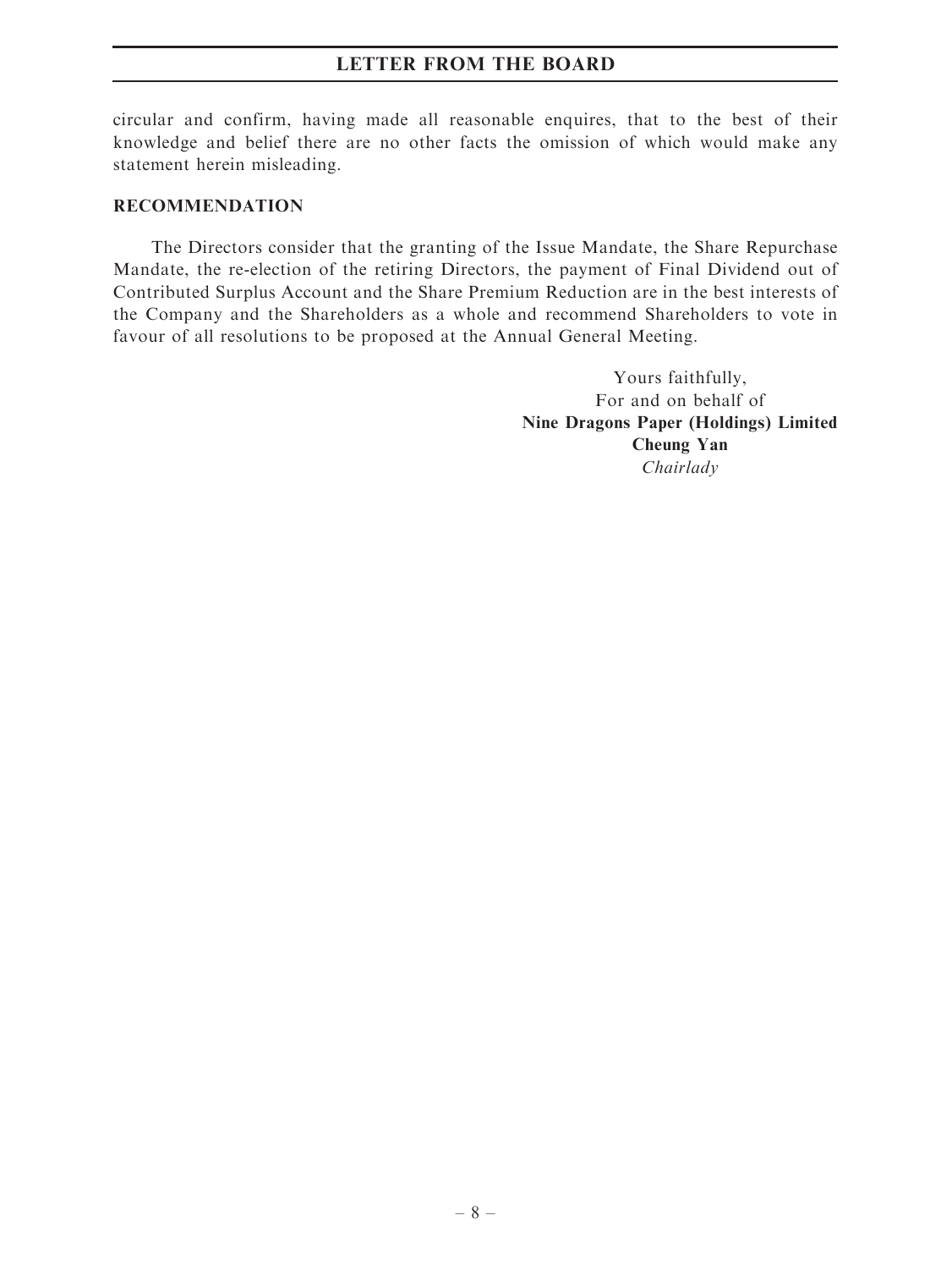circular and confirm, having made all reasonable enquires, that to the best of their knowledge and belief there are no other facts the omission of which would make any statement herein misleading.

## RECOMMENDATION

The Directors consider that the granting of the Issue Mandate, the Share Repurchase Mandate, the re-election of the retiring Directors, the payment of Final Dividend out of Contributed Surplus Account and the Share Premium Reduction are in the best interests of the Company and the Shareholders as a whole and recommend Shareholders to vote in favour of all resolutions to be proposed at the Annual General Meeting.

Yours faithfully,
For and on behalf of
**Nine Dragons Paper (Holdings) Limited**
**Cheung Yan**
*Chairlady*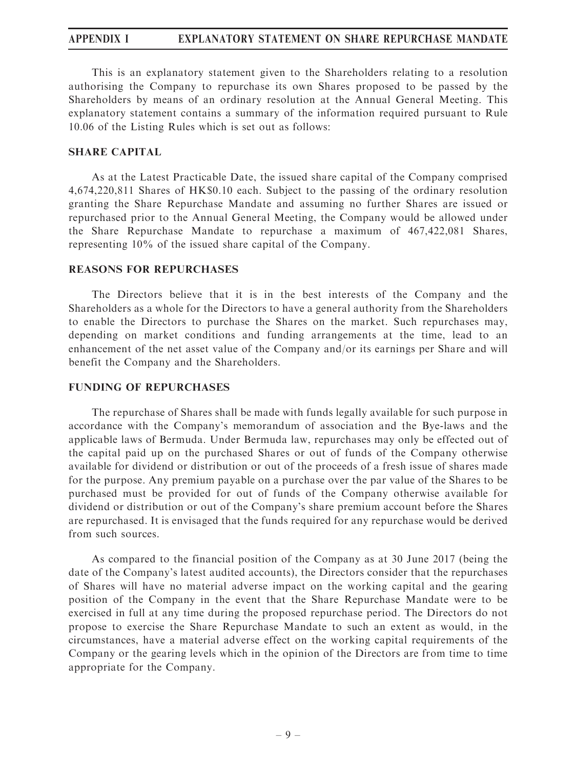This is an explanatory statement given to the Shareholders relating to a resolution authorising the Company to repurchase its own Shares proposed to be passed by the Shareholders by means of an ordinary resolution at the Annual General Meeting. This explanatory statement contains a summary of the information required pursuant to Rule 10.06 of the Listing Rules which is set out as follows:

## SHARE CAPITAL

As at the Latest Practicable Date, the issued share capital of the Company comprised 4,674,220,811 Shares of HK$0.10 each. Subject to the passing of the ordinary resolution granting the Share Repurchase Mandate and assuming no further Shares are issued or repurchased prior to the Annual General Meeting, the Company would be allowed under the Share Repurchase Mandate to repurchase a maximum of 467,422,081 Shares, representing 10% of the issued share capital of the Company.

## REASONS FOR REPURCHASES

The Directors believe that it is in the best interests of the Company and the Shareholders as a whole for the Directors to have a general authority from the Shareholders to enable the Directors to purchase the Shares on the market. Such repurchases may, depending on market conditions and funding arrangements at the time, lead to an enhancement of the net asset value of the Company and/or its earnings per Share and will benefit the Company and the Shareholders.

## FUNDING OF REPURCHASES

The repurchase of Shares shall be made with funds legally available for such purpose in accordance with the Company's memorandum of association and the Bye-laws and the applicable laws of Bermuda. Under Bermuda law, repurchases may only be effected out of the capital paid up on the purchased Shares or out of funds of the Company otherwise available for dividend or distribution or out of the proceeds of a fresh issue of shares made for the purpose. Any premium payable on a purchase over the par value of the Shares to be purchased must be provided for out of funds of the Company otherwise available for dividend or distribution or out of the Company's share premium account before the Shares are repurchased. It is envisaged that the funds required for any repurchase would be derived from such sources.

As compared to the financial position of the Company as at 30 June 2017 (being the date of the Company's latest audited accounts), the Directors consider that the repurchases of Shares will have no material adverse impact on the working capital and the gearing position of the Company in the event that the Share Repurchase Mandate were to be exercised in full at any time during the proposed repurchase period. The Directors do not propose to exercise the Share Repurchase Mandate to such an extent as would, in the circumstances, have a material adverse effect on the working capital requirements of the Company or the gearing levels which in the opinion of the Directors are from time to time appropriate for the Company.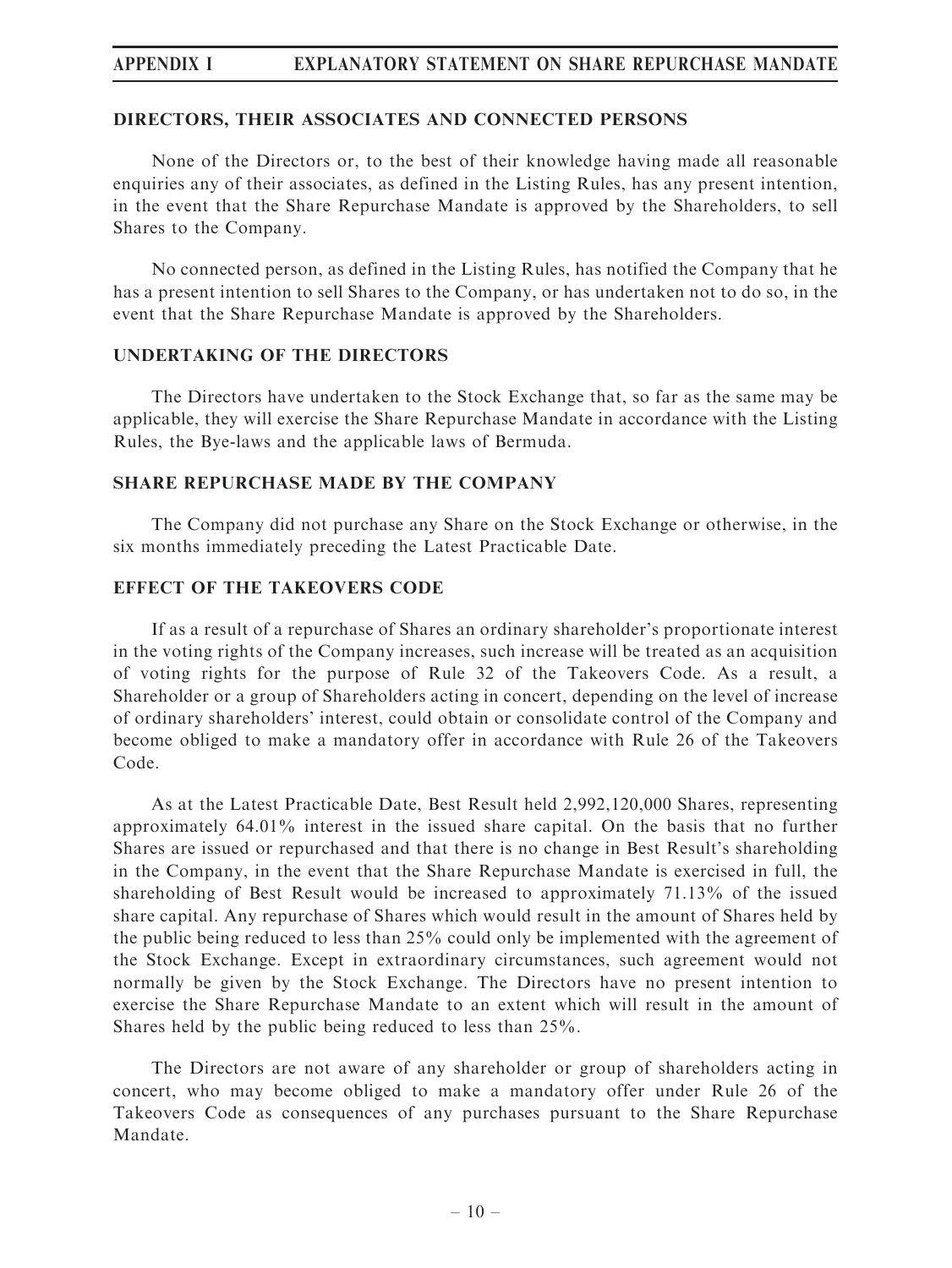## DIRECTORS, THEIR ASSOCIATES AND CONNECTED PERSONS

None of the Directors or, to the best of their knowledge having made all reasonable enquiries any of their associates, as defined in the Listing Rules, has any present intention, in the event that the Share Repurchase Mandate is approved by the Shareholders, to sell Shares to the Company.

No connected person, as defined in the Listing Rules, has notified the Company that he has a present intention to sell Shares to the Company, or has undertaken not to do so, in the event that the Share Repurchase Mandate is approved by the Shareholders.

## UNDERTAKING OF THE DIRECTORS

The Directors have undertaken to the Stock Exchange that, so far as the same may be applicable, they will exercise the Share Repurchase Mandate in accordance with the Listing Rules, the Bye-laws and the applicable laws of Bermuda.

## SHARE REPURCHASE MADE BY THE COMPANY

The Company did not purchase any Share on the Stock Exchange or otherwise, in the six months immediately preceding the Latest Practicable Date.

## EFFECT OF THE TAKEOVERS CODE

If as a result of a repurchase of Shares an ordinary shareholder's proportionate interest in the voting rights of the Company increases, such increase will be treated as an acquisition of voting rights for the purpose of Rule 32 of the Takeovers Code. As a result, a Shareholder or a group of Shareholders acting in concert, depending on the level of increase of ordinary shareholders' interest, could obtain or consolidate control of the Company and become obliged to make a mandatory offer in accordance with Rule 26 of the Takeovers Code.

As at the Latest Practicable Date, Best Result held 2,992,120,000 Shares, representing approximately 64.01% interest in the issued share capital. On the basis that no further Shares are issued or repurchased and that there is no change in Best Result's shareholding in the Company, in the event that the Share Repurchase Mandate is exercised in full, the shareholding of Best Result would be increased to approximately 71.13% of the issued share capital. Any repurchase of Shares which would result in the amount of Shares held by the public being reduced to less than 25% could only be implemented with the agreement of the Stock Exchange. Except in extraordinary circumstances, such agreement would not normally be given by the Stock Exchange. The Directors have no present intention to exercise the Share Repurchase Mandate to an extent which will result in the amount of Shares held by the public being reduced to less than 25%.

The Directors are not aware of any shareholder or group of shareholders acting in concert, who may become obliged to make a mandatory offer under Rule 26 of the Takeovers Code as consequences of any purchases pursuant to the Share Repurchase Mandate.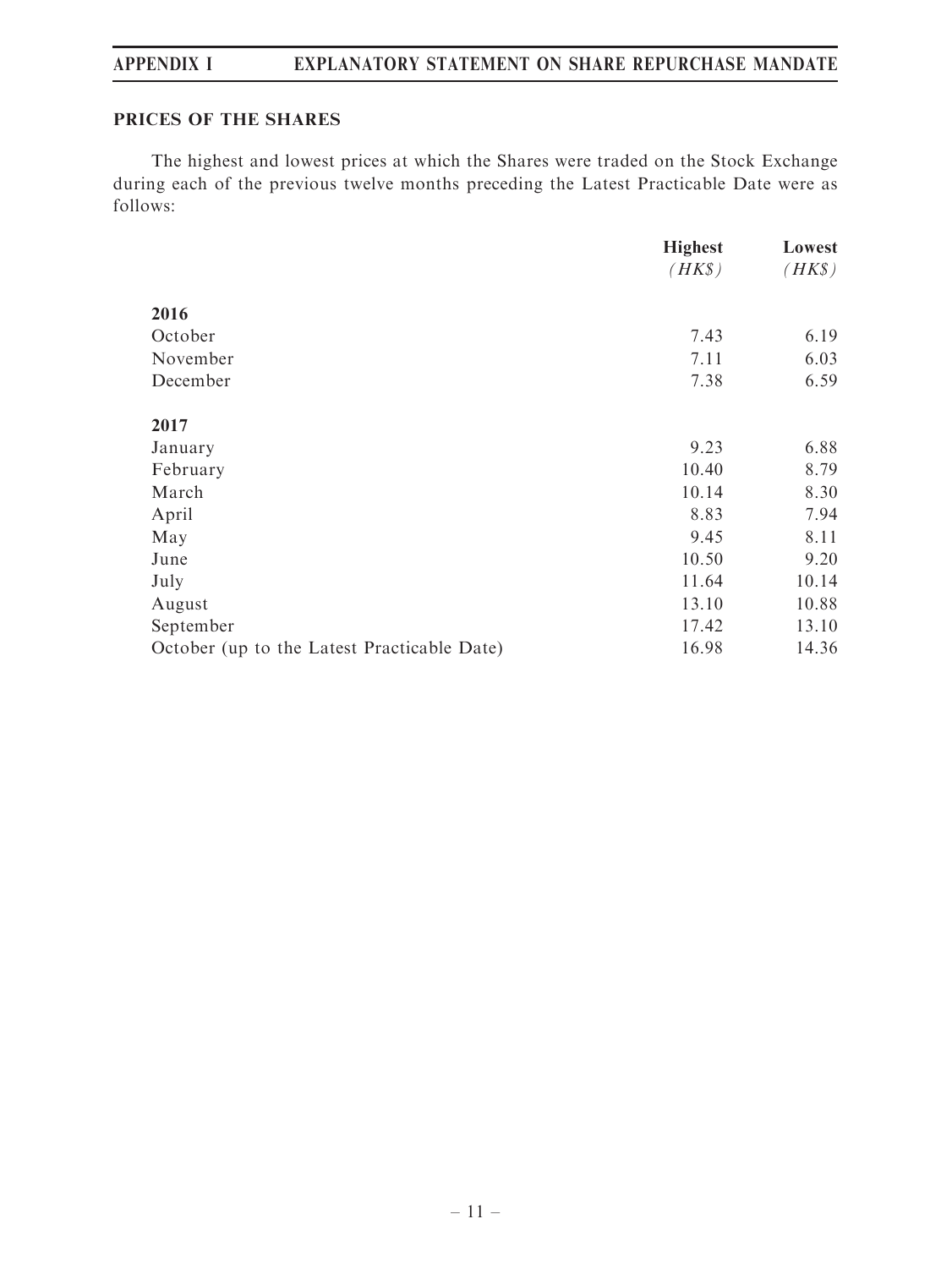## PRICES OF THE SHARES

The highest and lowest prices at which the Shares were traded on the Stock Exchange during each of the previous twelve months preceding the Latest Practicable Date were as follows:

| | Highest *(HK$)* | Lowest *(HK$)* |
|---|---|---|
| **2016** | | |
| October | 7.43 | 6.19 |
| November | 7.11 | 6.03 |
| December | 7.38 | 6.59 |
| **2017** | | |
| January | 9.23 | 6.88 |
| February | 10.40 | 8.79 |
| March | 10.14 | 8.30 |
| April | 8.83 | 7.94 |
| May | 9.45 | 8.11 |
| June | 10.50 | 9.20 |
| July | 11.64 | 10.14 |
| August | 13.10 | 10.88 |
| September | 17.42 | 13.10 |
| October (up to the Latest Practicable Date) | 16.98 | 14.36 |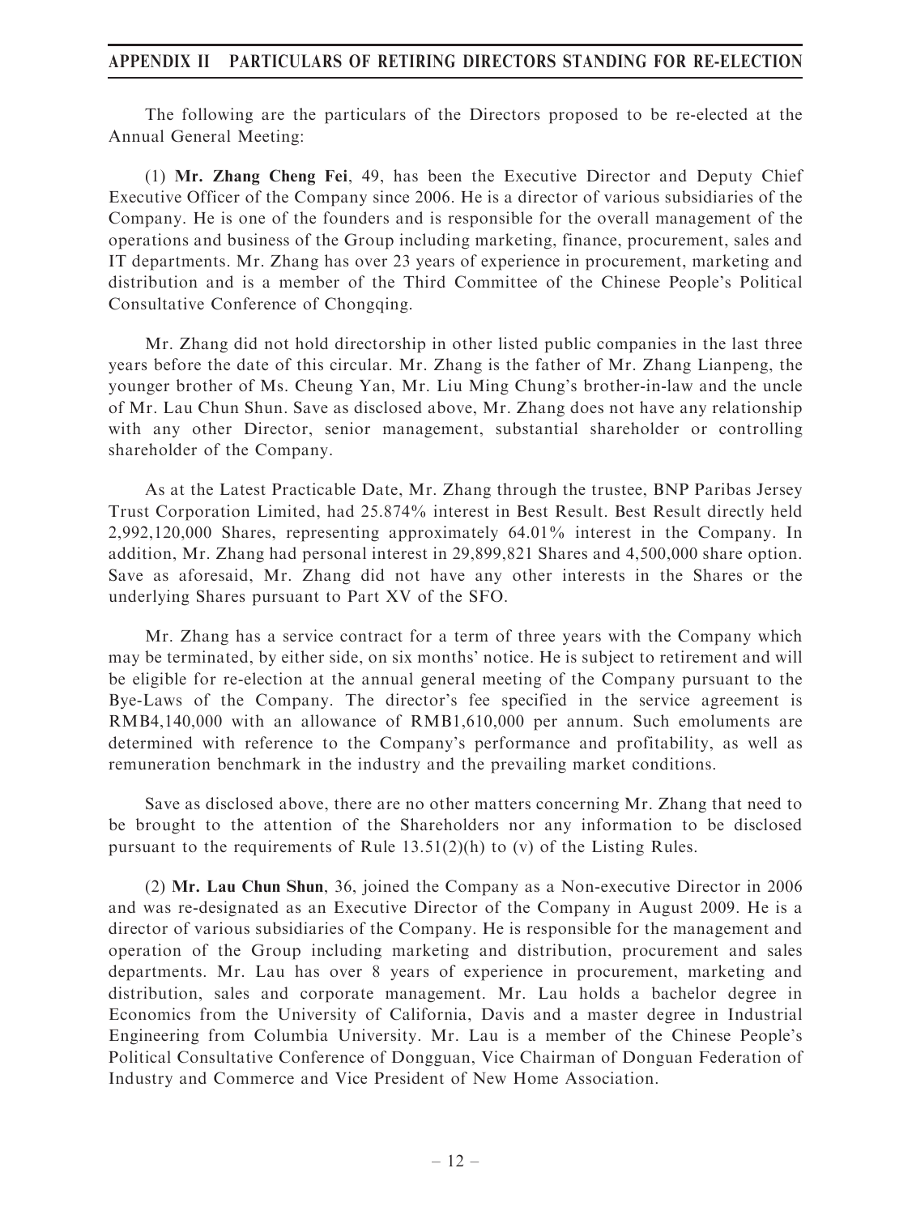## APPENDIX II PARTICULARS OF RETIRING DIRECTORS STANDING FOR RE-ELECTION

The following are the particulars of the Directors proposed to be re-elected at the Annual General Meeting:

(1) **Mr. Zhang Cheng Fei**, 49, has been the Executive Director and Deputy Chief Executive Officer of the Company since 2006. He is a director of various subsidiaries of the Company. He is one of the founders and is responsible for the overall management of the operations and business of the Group including marketing, finance, procurement, sales and IT departments. Mr. Zhang has over 23 years of experience in procurement, marketing and distribution and is a member of the Third Committee of the Chinese People's Political Consultative Conference of Chongqing.

Mr. Zhang did not hold directorship in other listed public companies in the last three years before the date of this circular. Mr. Zhang is the father of Mr. Zhang Lianpeng, the younger brother of Ms. Cheung Yan, Mr. Liu Ming Chung's brother-in-law and the uncle of Mr. Lau Chun Shun. Save as disclosed above, Mr. Zhang does not have any relationship with any other Director, senior management, substantial shareholder or controlling shareholder of the Company.

As at the Latest Practicable Date, Mr. Zhang through the trustee, BNP Paribas Jersey Trust Corporation Limited, had 25.874% interest in Best Result. Best Result directly held 2,992,120,000 Shares, representing approximately 64.01% interest in the Company. In addition, Mr. Zhang had personal interest in 29,899,821 Shares and 4,500,000 share option. Save as aforesaid, Mr. Zhang did not have any other interests in the Shares or the underlying Shares pursuant to Part XV of the SFO.

Mr. Zhang has a service contract for a term of three years with the Company which may be terminated, by either side, on six months' notice. He is subject to retirement and will be eligible for re-election at the annual general meeting of the Company pursuant to the Bye-Laws of the Company. The director's fee specified in the service agreement is RMB4,140,000 with an allowance of RMB1,610,000 per annum. Such emoluments are determined with reference to the Company's performance and profitability, as well as remuneration benchmark in the industry and the prevailing market conditions.

Save as disclosed above, there are no other matters concerning Mr. Zhang that need to be brought to the attention of the Shareholders nor any information to be disclosed pursuant to the requirements of Rule 13.51(2)(h) to (v) of the Listing Rules.

(2) **Mr. Lau Chun Shun**, 36, joined the Company as a Non-executive Director in 2006 and was re-designated as an Executive Director of the Company in August 2009. He is a director of various subsidiaries of the Company. He is responsible for the management and operation of the Group including marketing and distribution, procurement and sales departments. Mr. Lau has over 8 years of experience in procurement, marketing and distribution, sales and corporate management. Mr. Lau holds a bachelor degree in Economics from the University of California, Davis and a master degree in Industrial Engineering from Columbia University. Mr. Lau is a member of the Chinese People's Political Consultative Conference of Dongguan, Vice Chairman of Donguan Federation of Industry and Commerce and Vice President of New Home Association.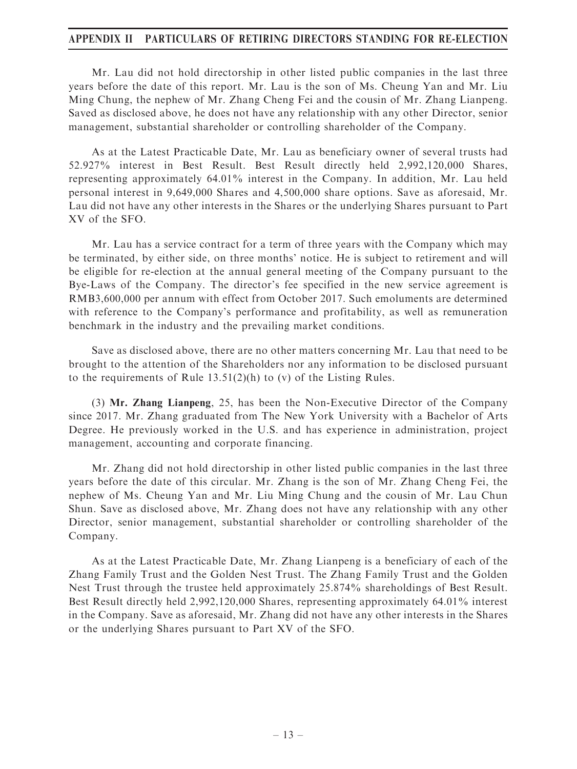Mr. Lau did not hold directorship in other listed public companies in the last three years before the date of this report. Mr. Lau is the son of Ms. Cheung Yan and Mr. Liu Ming Chung, the nephew of Mr. Zhang Cheng Fei and the cousin of Mr. Zhang Lianpeng. Saved as disclosed above, he does not have any relationship with any other Director, senior management, substantial shareholder or controlling shareholder of the Company.

As at the Latest Practicable Date, Mr. Lau as beneficiary owner of several trusts had 52.927% interest in Best Result. Best Result directly held 2,992,120,000 Shares, representing approximately 64.01% interest in the Company. In addition, Mr. Lau held personal interest in 9,649,000 Shares and 4,500,000 share options. Save as aforesaid, Mr. Lau did not have any other interests in the Shares or the underlying Shares pursuant to Part XV of the SFO.

Mr. Lau has a service contract for a term of three years with the Company which may be terminated, by either side, on three months' notice. He is subject to retirement and will be eligible for re-election at the annual general meeting of the Company pursuant to the Bye-Laws of the Company. The director's fee specified in the new service agreement is RMB3,600,000 per annum with effect from October 2017. Such emoluments are determined with reference to the Company's performance and profitability, as well as remuneration benchmark in the industry and the prevailing market conditions.

Save as disclosed above, there are no other matters concerning Mr. Lau that need to be brought to the attention of the Shareholders nor any information to be disclosed pursuant to the requirements of Rule 13.51(2)(h) to (v) of the Listing Rules.

(3) **Mr. Zhang Lianpeng**, 25, has been the Non-Executive Director of the Company since 2017. Mr. Zhang graduated from The New York University with a Bachelor of Arts Degree. He previously worked in the U.S. and has experience in administration, project management, accounting and corporate financing.

Mr. Zhang did not hold directorship in other listed public companies in the last three years before the date of this circular. Mr. Zhang is the son of Mr. Zhang Cheng Fei, the nephew of Ms. Cheung Yan and Mr. Liu Ming Chung and the cousin of Mr. Lau Chun Shun. Save as disclosed above, Mr. Zhang does not have any relationship with any other Director, senior management, substantial shareholder or controlling shareholder of the Company.

As at the Latest Practicable Date, Mr. Zhang Lianpeng is a beneficiary of each of the Zhang Family Trust and the Golden Nest Trust. The Zhang Family Trust and the Golden Nest Trust through the trustee held approximately 25.874% shareholdings of Best Result. Best Result directly held 2,992,120,000 Shares, representing approximately 64.01% interest in the Company. Save as aforesaid, Mr. Zhang did not have any other interests in the Shares or the underlying Shares pursuant to Part XV of the SFO.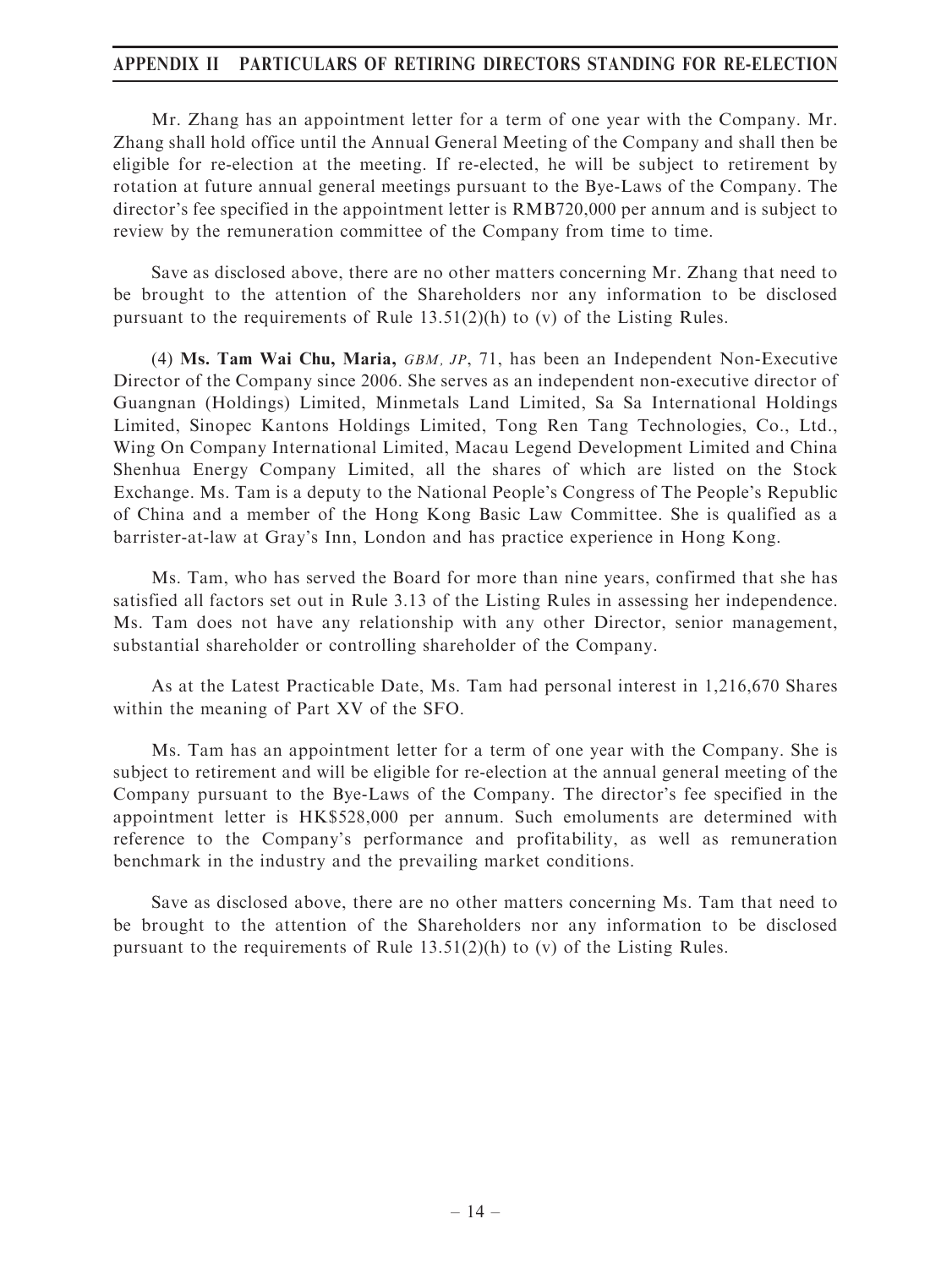Mr. Zhang has an appointment letter for a term of one year with the Company. Mr. Zhang shall hold office until the Annual General Meeting of the Company and shall then be eligible for re-election at the meeting. If re-elected, he will be subject to retirement by rotation at future annual general meetings pursuant to the Bye-Laws of the Company. The director's fee specified in the appointment letter is RMB720,000 per annum and is subject to review by the remuneration committee of the Company from time to time.

Save as disclosed above, there are no other matters concerning Mr. Zhang that need to be brought to the attention of the Shareholders nor any information to be disclosed pursuant to the requirements of Rule 13.51(2)(h) to (v) of the Listing Rules.

(4) **Ms. Tam Wai Chu, Maria,** *GBM, JP*, 71, has been an Independent Non-Executive Director of the Company since 2006. She serves as an independent non-executive director of Guangnan (Holdings) Limited, Minmetals Land Limited, Sa Sa International Holdings Limited, Sinopec Kantons Holdings Limited, Tong Ren Tang Technologies, Co., Ltd., Wing On Company International Limited, Macau Legend Development Limited and China Shenhua Energy Company Limited, all the shares of which are listed on the Stock Exchange. Ms. Tam is a deputy to the National People's Congress of The People's Republic of China and a member of the Hong Kong Basic Law Committee. She is qualified as a barrister-at-law at Gray's Inn, London and has practice experience in Hong Kong.

Ms. Tam, who has served the Board for more than nine years, confirmed that she has satisfied all factors set out in Rule 3.13 of the Listing Rules in assessing her independence. Ms. Tam does not have any relationship with any other Director, senior management, substantial shareholder or controlling shareholder of the Company.

As at the Latest Practicable Date, Ms. Tam had personal interest in 1,216,670 Shares within the meaning of Part XV of the SFO.

Ms. Tam has an appointment letter for a term of one year with the Company. She is subject to retirement and will be eligible for re-election at the annual general meeting of the Company pursuant to the Bye-Laws of the Company. The director's fee specified in the appointment letter is HK$528,000 per annum. Such emoluments are determined with reference to the Company's performance and profitability, as well as remuneration benchmark in the industry and the prevailing market conditions.

Save as disclosed above, there are no other matters concerning Ms. Tam that need to be brought to the attention of the Shareholders nor any information to be disclosed pursuant to the requirements of Rule 13.51(2)(h) to (v) of the Listing Rules.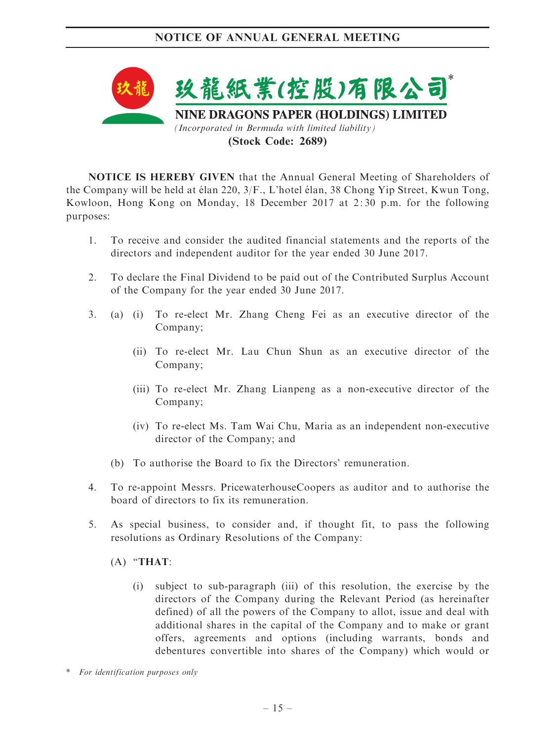# NOTICE OF ANNUAL GENERAL MEETING

玖龍紙業(控股)有限公司*

**NINE DRAGONS PAPER (HOLDINGS) LIMITED**

*(Incorporated in Bermuda with limited liability)*

**(Stock Code: 2689)**

**NOTICE IS HEREBY GIVEN** that the Annual General Meeting of Shareholders of the Company will be held at élan 220, 3/F., L'hotel élan, 38 Chong Yip Street, Kwun Tong, Kowloon, Hong Kong on Monday, 18 December 2017 at 2:30 p.m. for the following purposes:

1. To receive and consider the audited financial statements and the reports of the directors and independent auditor for the year ended 30 June 2017.

2. To declare the Final Dividend to be paid out of the Contributed Surplus Account of the Company for the year ended 30 June 2017.

3. (a) (i) To re-elect Mr. Zhang Cheng Fei as an executive director of the Company;

   (ii) To re-elect Mr. Lau Chun Shun as an executive director of the Company;

   (iii) To re-elect Mr. Zhang Lianpeng as a non-executive director of the Company;

   (iv) To re-elect Ms. Tam Wai Chu, Maria as an independent non-executive director of the Company; and

   (b) To authorise the Board to fix the Directors' remuneration.

4. To re-appoint Messrs. PricewaterhouseCoopers as auditor and to authorise the board of directors to fix its remuneration.

5. As special business, to consider and, if thought fit, to pass the following resolutions as Ordinary Resolutions of the Company:

   (A) "**THAT**:

   (i) subject to sub-paragraph (iii) of this resolution, the exercise by the directors of the Company during the Relevant Period (as hereinafter defined) of all the powers of the Company to allot, issue and deal with additional shares in the capital of the Company and to make or grant offers, agreements and options (including warrants, bonds and debentures convertible into shares of the Company) which would or

\* *For identification purposes only*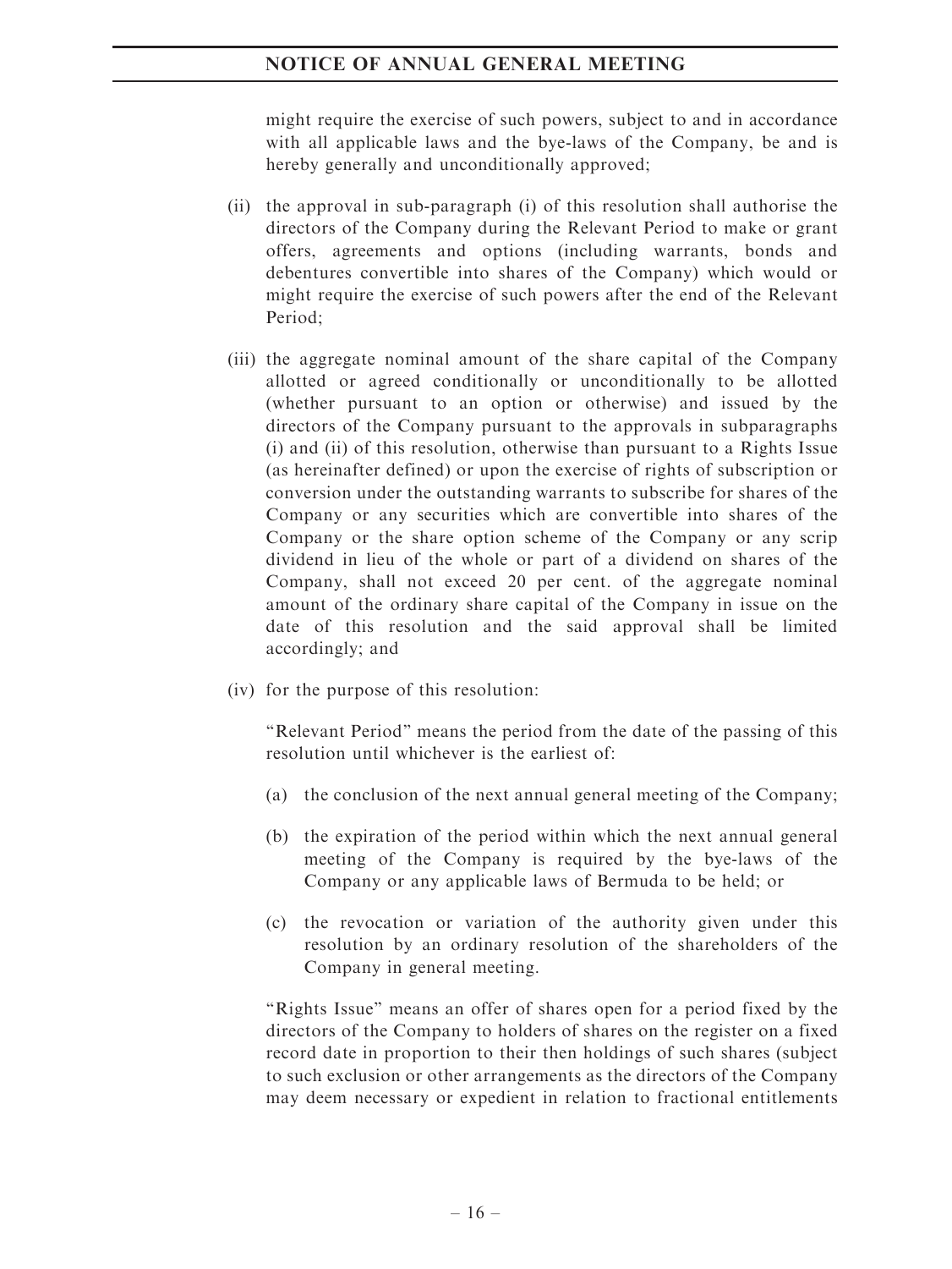might require the exercise of such powers, subject to and in accordance with all applicable laws and the bye-laws of the Company, be and is hereby generally and unconditionally approved;

(ii) the approval in sub-paragraph (i) of this resolution shall authorise the directors of the Company during the Relevant Period to make or grant offers, agreements and options (including warrants, bonds and debentures convertible into shares of the Company) which would or might require the exercise of such powers after the end of the Relevant Period;

(iii) the aggregate nominal amount of the share capital of the Company allotted or agreed conditionally or unconditionally to be allotted (whether pursuant to an option or otherwise) and issued by the directors of the Company pursuant to the approvals in subparagraphs (i) and (ii) of this resolution, otherwise than pursuant to a Rights Issue (as hereinafter defined) or upon the exercise of rights of subscription or conversion under the outstanding warrants to subscribe for shares of the Company or any securities which are convertible into shares of the Company or the share option scheme of the Company or any scrip dividend in lieu of the whole or part of a dividend on shares of the Company, shall not exceed 20 per cent. of the aggregate nominal amount of the ordinary share capital of the Company in issue on the date of this resolution and the said approval shall be limited accordingly; and

(iv) for the purpose of this resolution:

"Relevant Period" means the period from the date of the passing of this resolution until whichever is the earliest of:

(a) the conclusion of the next annual general meeting of the Company;

(b) the expiration of the period within which the next annual general meeting of the Company is required by the bye-laws of the Company or any applicable laws of Bermuda to be held; or

(c) the revocation or variation of the authority given under this resolution by an ordinary resolution of the shareholders of the Company in general meeting.

"Rights Issue" means an offer of shares open for a period fixed by the directors of the Company to holders of shares on the register on a fixed record date in proportion to their then holdings of such shares (subject to such exclusion or other arrangements as the directors of the Company may deem necessary or expedient in relation to fractional entitlements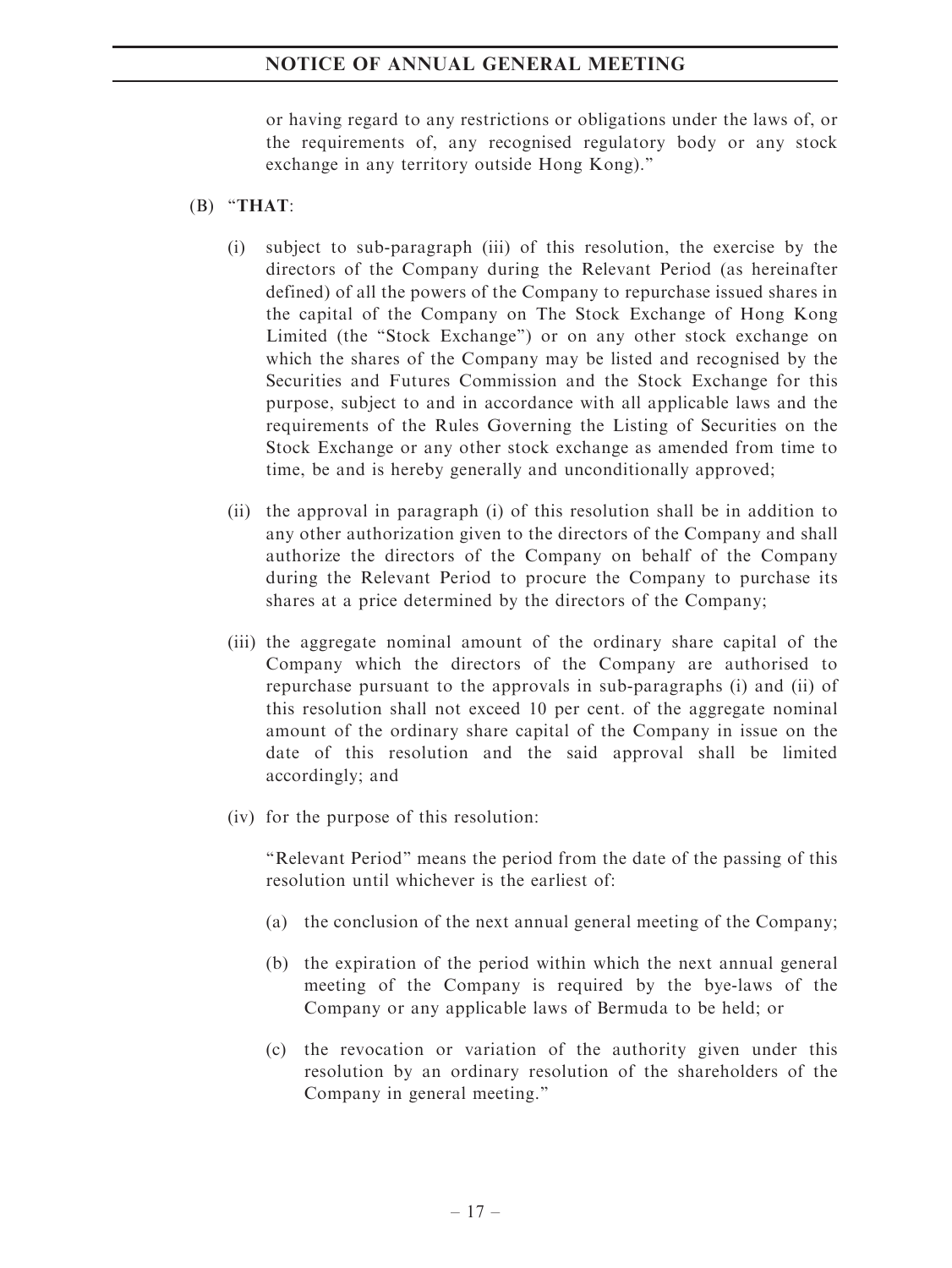or having regard to any restrictions or obligations under the laws of, or the requirements of, any recognised regulatory body or any stock exchange in any territory outside Hong Kong)."

(B) "**THAT**:

(i) subject to sub-paragraph (iii) of this resolution, the exercise by the directors of the Company during the Relevant Period (as hereinafter defined) of all the powers of the Company to repurchase issued shares in the capital of the Company on The Stock Exchange of Hong Kong Limited (the "Stock Exchange") or on any other stock exchange on which the shares of the Company may be listed and recognised by the Securities and Futures Commission and the Stock Exchange for this purpose, subject to and in accordance with all applicable laws and the requirements of the Rules Governing the Listing of Securities on the Stock Exchange or any other stock exchange as amended from time to time, be and is hereby generally and unconditionally approved;

(ii) the approval in paragraph (i) of this resolution shall be in addition to any other authorization given to the directors of the Company and shall authorize the directors of the Company on behalf of the Company during the Relevant Period to procure the Company to purchase its shares at a price determined by the directors of the Company;

(iii) the aggregate nominal amount of the ordinary share capital of the Company which the directors of the Company are authorised to repurchase pursuant to the approvals in sub-paragraphs (i) and (ii) of this resolution shall not exceed 10 per cent. of the aggregate nominal amount of the ordinary share capital of the Company in issue on the date of this resolution and the said approval shall be limited accordingly; and

(iv) for the purpose of this resolution:

"Relevant Period" means the period from the date of the passing of this resolution until whichever is the earliest of:

(a) the conclusion of the next annual general meeting of the Company;

(b) the expiration of the period within which the next annual general meeting of the Company is required by the bye-laws of the Company or any applicable laws of Bermuda to be held; or

(c) the revocation or variation of the authority given under this resolution by an ordinary resolution of the shareholders of the Company in general meeting."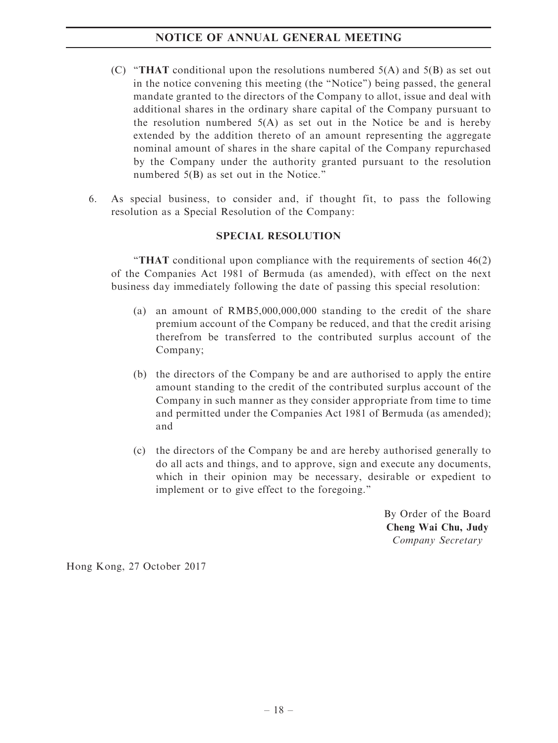(C) "**THAT** conditional upon the resolutions numbered 5(A) and 5(B) as set out in the notice convening this meeting (the "Notice") being passed, the general mandate granted to the directors of the Company to allot, issue and deal with additional shares in the ordinary share capital of the Company pursuant to the resolution numbered 5(A) as set out in the Notice be and is hereby extended by the addition thereto of an amount representing the aggregate nominal amount of shares in the share capital of the Company repurchased by the Company under the authority granted pursuant to the resolution numbered 5(B) as set out in the Notice."

6. As special business, to consider and, if thought fit, to pass the following resolution as a Special Resolution of the Company:

**SPECIAL RESOLUTION**

"**THAT** conditional upon compliance with the requirements of section 46(2) of the Companies Act 1981 of Bermuda (as amended), with effect on the next business day immediately following the date of passing this special resolution:

(a) an amount of RMB5,000,000,000 standing to the credit of the share premium account of the Company be reduced, and that the credit arising therefrom be transferred to the contributed surplus account of the Company;

(b) the directors of the Company be and are authorised to apply the entire amount standing to the credit of the contributed surplus account of the Company in such manner as they consider appropriate from time to time and permitted under the Companies Act 1981 of Bermuda (as amended); and

(c) the directors of the Company be and are hereby authorised generally to do all acts and things, and to approve, sign and execute any documents, which in their opinion may be necessary, desirable or expedient to implement or to give effect to the foregoing."

By Order of the Board
**Cheng Wai Chu, Judy**
*Company Secretary*

Hong Kong, 27 October 2017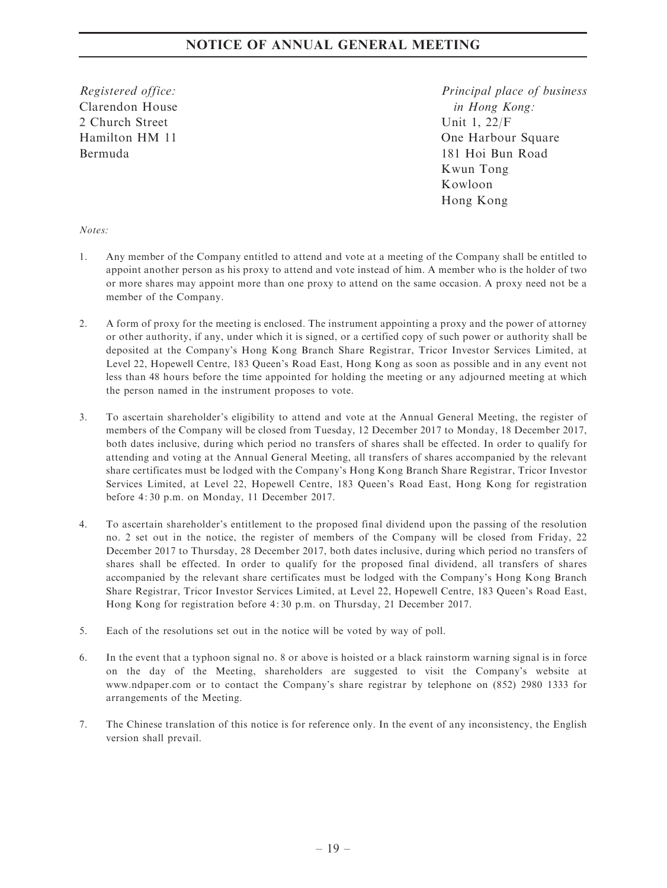## NOTICE OF ANNUAL GENERAL MEETING

*Registered office:*
Clarendon House
2 Church Street
Hamilton HM 11
Bermuda

*Principal place of business in Hong Kong:*
Unit 1, 22/F
One Harbour Square
181 Hoi Bun Road
Kwun Tong
Kowloon
Hong Kong

*Notes:*

1. Any member of the Company entitled to attend and vote at a meeting of the Company shall be entitled to appoint another person as his proxy to attend and vote instead of him. A member who is the holder of two or more shares may appoint more than one proxy to attend on the same occasion. A proxy need not be a member of the Company.

2. A form of proxy for the meeting is enclosed. The instrument appointing a proxy and the power of attorney or other authority, if any, under which it is signed, or a certified copy of such power or authority shall be deposited at the Company's Hong Kong Branch Share Registrar, Tricor Investor Services Limited, at Level 22, Hopewell Centre, 183 Queen's Road East, Hong Kong as soon as possible and in any event not less than 48 hours before the time appointed for holding the meeting or any adjourned meeting at which the person named in the instrument proposes to vote.

3. To ascertain shareholder's eligibility to attend and vote at the Annual General Meeting, the register of members of the Company will be closed from Tuesday, 12 December 2017 to Monday, 18 December 2017, both dates inclusive, during which period no transfers of shares shall be effected. In order to qualify for attending and voting at the Annual General Meeting, all transfers of shares accompanied by the relevant share certificates must be lodged with the Company's Hong Kong Branch Share Registrar, Tricor Investor Services Limited, at Level 22, Hopewell Centre, 183 Queen's Road East, Hong Kong for registration before 4:30 p.m. on Monday, 11 December 2017.

4. To ascertain shareholder's entitlement to the proposed final dividend upon the passing of the resolution no. 2 set out in the notice, the register of members of the Company will be closed from Friday, 22 December 2017 to Thursday, 28 December 2017, both dates inclusive, during which period no transfers of shares shall be effected. In order to qualify for the proposed final dividend, all transfers of shares accompanied by the relevant share certificates must be lodged with the Company's Hong Kong Branch Share Registrar, Tricor Investor Services Limited, at Level 22, Hopewell Centre, 183 Queen's Road East, Hong Kong for registration before 4:30 p.m. on Thursday, 21 December 2017.

5. Each of the resolutions set out in the notice will be voted by way of poll.

6. In the event that a typhoon signal no. 8 or above is hoisted or a black rainstorm warning signal is in force on the day of the Meeting, shareholders are suggested to visit the Company's website at www.ndpaper.com or to contact the Company's share registrar by telephone on (852) 2980 1333 for arrangements of the Meeting.

7. The Chinese translation of this notice is for reference only. In the event of any inconsistency, the English version shall prevail.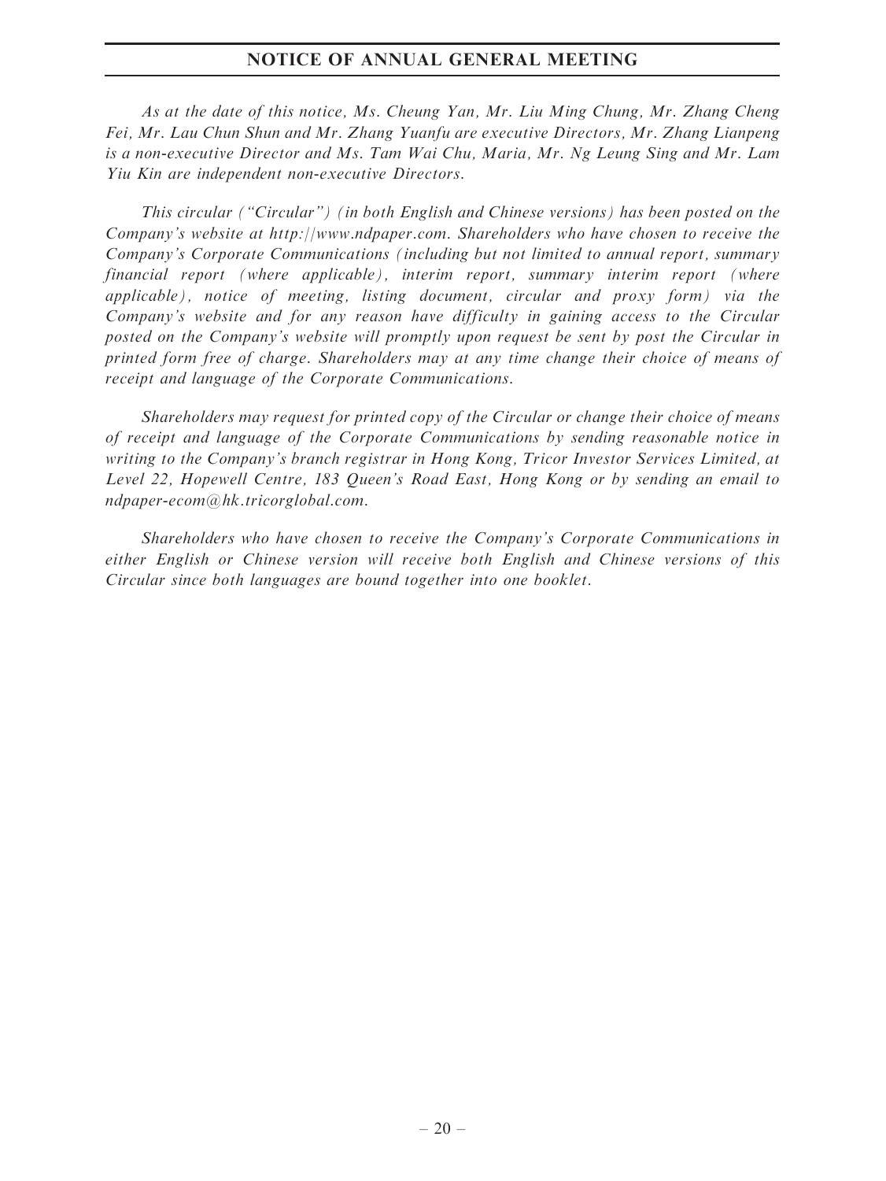*As at the date of this notice, Ms. Cheung Yan, Mr. Liu Ming Chung, Mr. Zhang Cheng Fei, Mr. Lau Chun Shun and Mr. Zhang Yuanfu are executive Directors, Mr. Zhang Lianpeng is a non-executive Director and Ms. Tam Wai Chu, Maria, Mr. Ng Leung Sing and Mr. Lam Yiu Kin are independent non-executive Directors.*

*This circular ("Circular") (in both English and Chinese versions) has been posted on the Company's website at http://www.ndpaper.com. Shareholders who have chosen to receive the Company's Corporate Communications (including but not limited to annual report, summary financial report (where applicable), interim report, summary interim report (where applicable), notice of meeting, listing document, circular and proxy form) via the Company's website and for any reason have difficulty in gaining access to the Circular posted on the Company's website will promptly upon request be sent by post the Circular in printed form free of charge. Shareholders may at any time change their choice of means of receipt and language of the Corporate Communications.*

*Shareholders may request for printed copy of the Circular or change their choice of means of receipt and language of the Corporate Communications by sending reasonable notice in writing to the Company's branch registrar in Hong Kong, Tricor Investor Services Limited, at Level 22, Hopewell Centre, 183 Queen's Road East, Hong Kong or by sending an email to ndpaper-ecom@hk.tricorglobal.com.*

*Shareholders who have chosen to receive the Company's Corporate Communications in either English or Chinese version will receive both English and Chinese versions of this Circular since both languages are bound together into one booklet.*